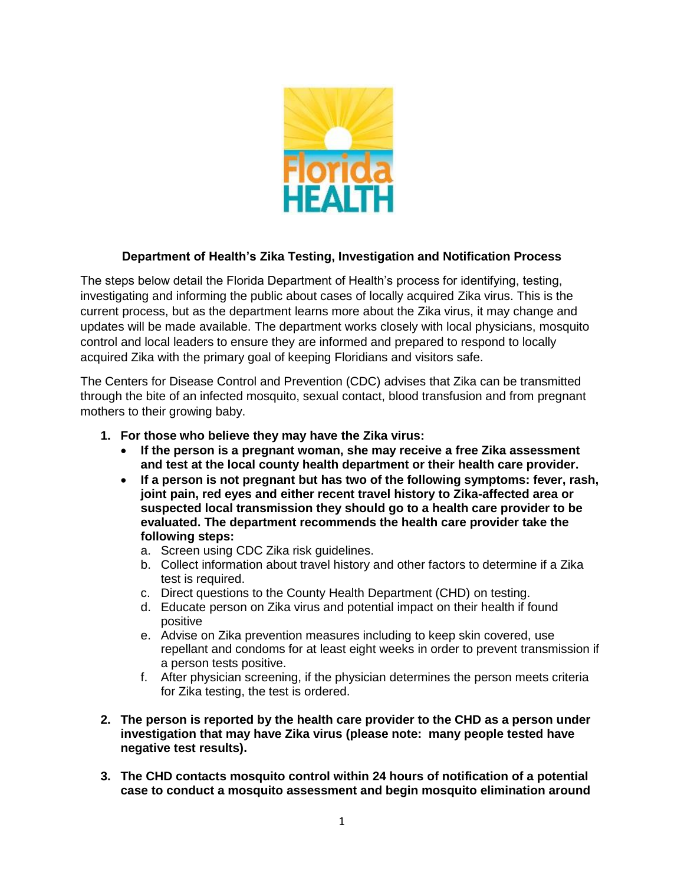# Department of Health's Zika Testing, Investigation and Notification Process

The steps below detail the Florida Department of Health's process for identifying, testing, investigating and informing the public about cases of locally acquired Zika virus. This is the current process, but as the department learns more about the Zika virus, it may change and updates will be made available. The department works closely with local physicians, mosquito control and local leaders to ensure they are informed and prepared to respond to locally acquired Zika with the primary goal of keeping Floridians and visitors safe.

The Centers for Disease Control and Prevention (CDC) advises that Zika can be transmitted through the bite of an infected mosquito, sexual contact, blood transfusion and from pregnant mothers to their growing baby.

1. **For those who believe they may have the Zika virus:**
   - **If the person is a pregnant woman, she may receive a free Zika assessment and test at the local county health department or their health care provider.**
   - **If a person is not pregnant but has two of the following symptoms: fever, rash, joint pain, red eyes and either recent travel history to Zika-affected area or suspected local transmission they should go to a health care provider to be evaluated. The department recommends the health care provider take the following steps:**
     a. Screen using CDC Zika risk guidelines.
     b. Collect information about travel history and other factors to determine if a Zika test is required.
     c. Direct questions to the County Health Department (CHD) on testing.
     d. Educate person on Zika virus and potential impact on their health if found positive
     e. Advise on Zika prevention measures including to keep skin covered, use repellant and condoms for at least eight weeks in order to prevent transmission if a person tests positive.
     f. After physician screening, if the physician determines the person meets criteria for Zika testing, the test is ordered.

2. **The person is reported by the health care provider to the CHD as a person under investigation that may have Zika virus (please note: many people tested have negative test results).**

3. **The CHD contacts mosquito control within 24 hours of notification of a potential case to conduct a mosquito assessment and begin mosquito elimination around**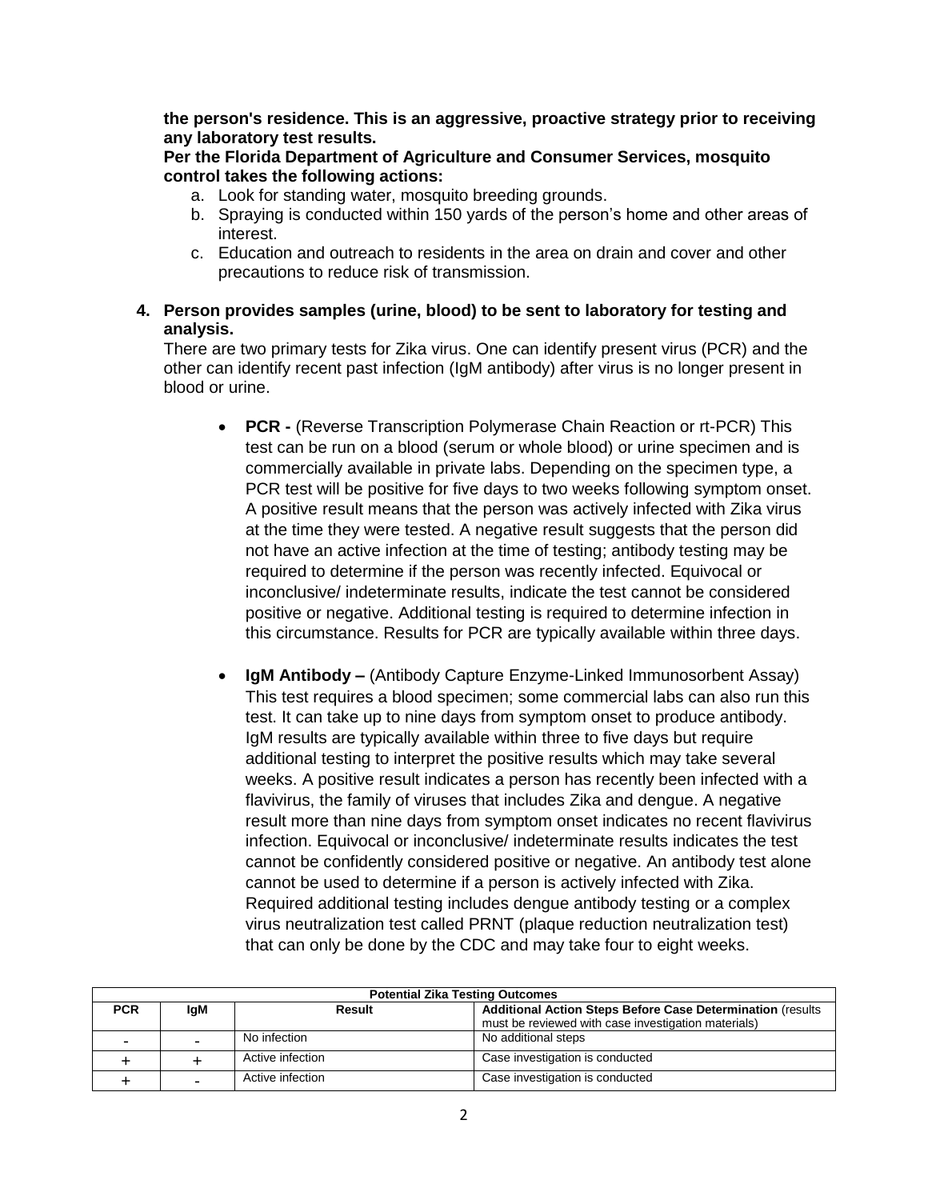**the person's residence. This is an aggressive, proactive strategy prior to receiving any laboratory test results.**

**Per the Florida Department of Agriculture and Consumer Services, mosquito control takes the following actions:**

a. Look for standing water, mosquito breeding grounds.
b. Spraying is conducted within 150 yards of the person's home and other areas of interest.
c. Education and outreach to residents in the area on drain and cover and other precautions to reduce risk of transmission.

**4. Person provides samples (urine, blood) to be sent to laboratory for testing and analysis.**

There are two primary tests for Zika virus. One can identify present virus (PCR) and the other can identify recent past infection (IgM antibody) after virus is no longer present in blood or urine.

- **PCR -** (Reverse Transcription Polymerase Chain Reaction or rt-PCR) This test can be run on a blood (serum or whole blood) or urine specimen and is commercially available in private labs. Depending on the specimen type, a PCR test will be positive for five days to two weeks following symptom onset. A positive result means that the person was actively infected with Zika virus at the time they were tested. A negative result suggests that the person did not have an active infection at the time of testing; antibody testing may be required to determine if the person was recently infected. Equivocal or inconclusive/ indeterminate results, indicate the test cannot be considered positive or negative. Additional testing is required to determine infection in this circumstance. Results for PCR are typically available within three days.

- **IgM Antibody –** (Antibody Capture Enzyme-Linked Immunosorbent Assay) This test requires a blood specimen; some commercial labs can also run this test. It can take up to nine days from symptom onset to produce antibody. IgM results are typically available within three to five days but require additional testing to interpret the positive results which may take several weeks. A positive result indicates a person has recently been infected with a flavivirus, the family of viruses that includes Zika and dengue. A negative result more than nine days from symptom onset indicates no recent flavivirus infection. Equivocal or inconclusive/ indeterminate results indicates the test cannot be confidently considered positive or negative. An antibody test alone cannot be used to determine if a person is actively infected with Zika. Required additional testing includes dengue antibody testing or a complex virus neutralization test called PRNT (plaque reduction neutralization test) that can only be done by the CDC and may take four to eight weeks.

**Potential Zika Testing Outcomes**

| PCR | IgM | Result | Additional Action Steps Before Case Determination (results must be reviewed with case investigation materials) |
|---|---|---|---|
| - | - | No infection | No additional steps |
| + | + | Active infection | Case investigation is conducted |
| + | - | Active infection | Case investigation is conducted |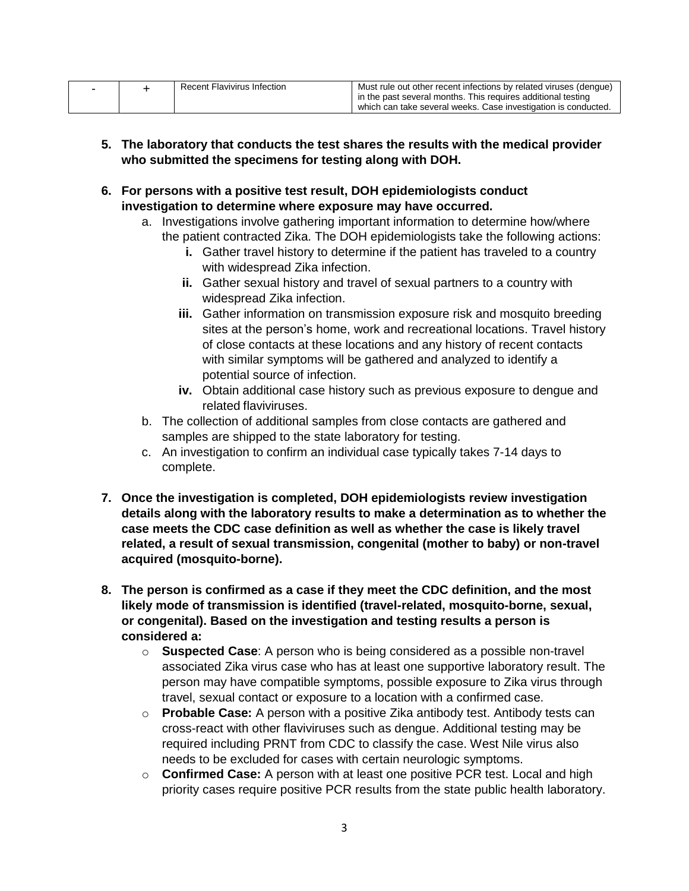| - | + | Recent Flavivirus Infection | Must rule out other recent infections by related viruses (dengue) in the past several months. This requires additional testing which can take several weeks. Case investigation is conducted. |
|---|---|---|---|

5. **The laboratory that conducts the test shares the results with the medical provider who submitted the specimens for testing along with DOH.**

6. **For persons with a positive test result, DOH epidemiologists conduct investigation to determine where exposure may have occurred.**
   a. Investigations involve gathering important information to determine how/where the patient contracted Zika. The DOH epidemiologists take the following actions:
      **i.** Gather travel history to determine if the patient has traveled to a country with widespread Zika infection.
      **ii.** Gather sexual history and travel of sexual partners to a country with widespread Zika infection.
      **iii.** Gather information on transmission exposure risk and mosquito breeding sites at the person's home, work and recreational locations. Travel history of close contacts at these locations and any history of recent contacts with similar symptoms will be gathered and analyzed to identify a potential source of infection.
      **iv.** Obtain additional case history such as previous exposure to dengue and related flaviviruses.
   b. The collection of additional samples from close contacts are gathered and samples are shipped to the state laboratory for testing.
   c. An investigation to confirm an individual case typically takes 7-14 days to complete.

7. **Once the investigation is completed, DOH epidemiologists review investigation details along with the laboratory results to make a determination as to whether the case meets the CDC case definition as well as whether the case is likely travel related, a result of sexual transmission, congenital (mother to baby) or non-travel acquired (mosquito-borne).**

8. **The person is confirmed as a case if they meet the CDC definition, and the most likely mode of transmission is identified (travel-related, mosquito-borne, sexual, or congenital). Based on the investigation and testing results a person is considered a:**
   - **Suspected Case**: A person who is being considered as a possible non-travel associated Zika virus case who has at least one supportive laboratory result. The person may have compatible symptoms, possible exposure to Zika virus through travel, sexual contact or exposure to a location with a confirmed case.
   - **Probable Case:** A person with a positive Zika antibody test. Antibody tests can cross-react with other flaviviruses such as dengue. Additional testing may be required including PRNT from CDC to classify the case. West Nile virus also needs to be excluded for cases with certain neurologic symptoms.
   - **Confirmed Case:** A person with at least one positive PCR test. Local and high priority cases require positive PCR results from the state public health laboratory.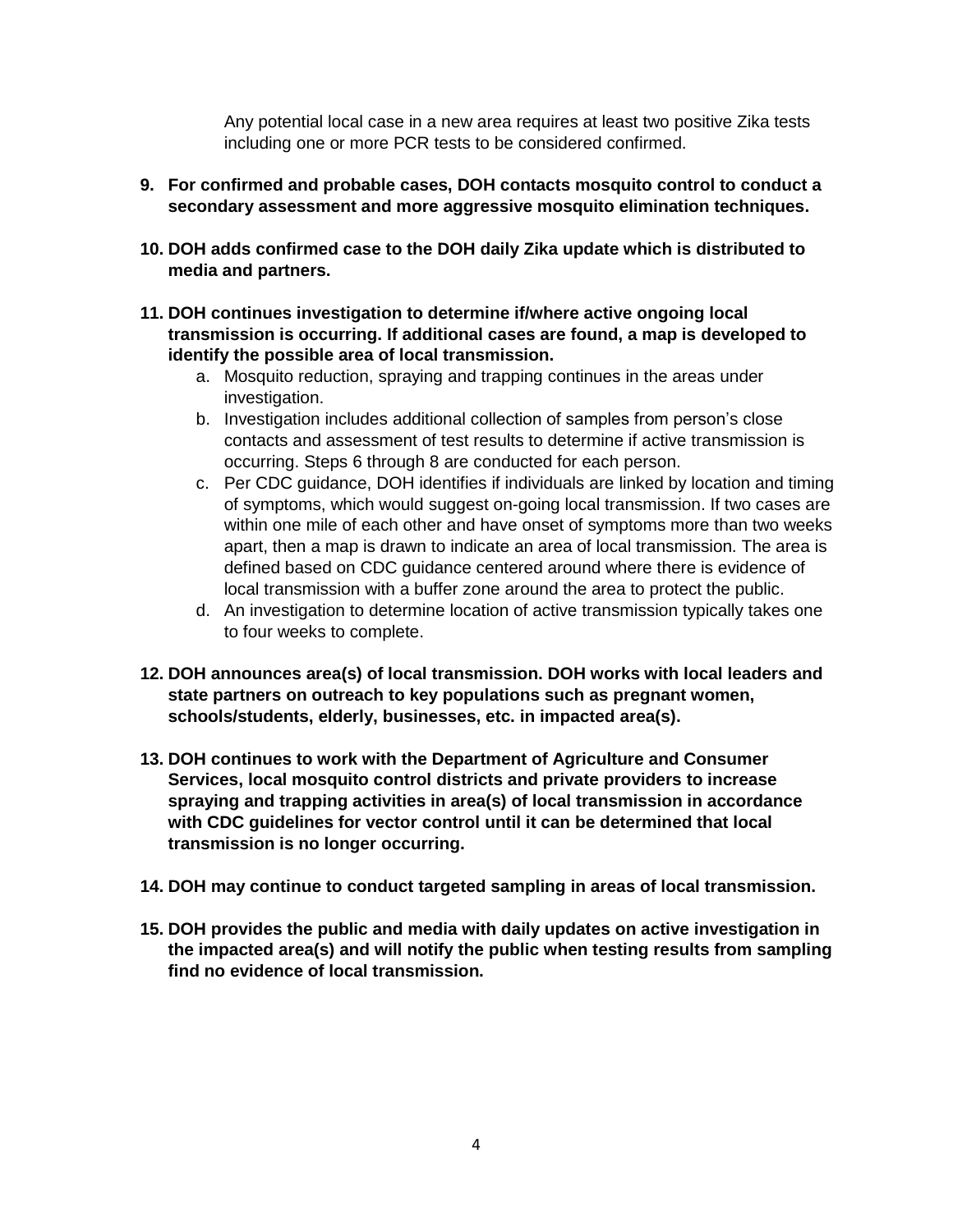Any potential local case in a new area requires at least two positive Zika tests including one or more PCR tests to be considered confirmed.

9. **For confirmed and probable cases, DOH contacts mosquito control to conduct a secondary assessment and more aggressive mosquito elimination techniques.**

10. **DOH adds confirmed case to the DOH daily Zika update which is distributed to media and partners.**

11. **DOH continues investigation to determine if/where active ongoing local transmission is occurring. If additional cases are found, a map is developed to identify the possible area of local transmission.**
    a. Mosquito reduction, spraying and trapping continues in the areas under investigation.
    b. Investigation includes additional collection of samples from person's close contacts and assessment of test results to determine if active transmission is occurring. Steps 6 through 8 are conducted for each person.
    c. Per CDC guidance, DOH identifies if individuals are linked by location and timing of symptoms, which would suggest on-going local transmission. If two cases are within one mile of each other and have onset of symptoms more than two weeks apart, then a map is drawn to indicate an area of local transmission. The area is defined based on CDC guidance centered around where there is evidence of local transmission with a buffer zone around the area to protect the public.
    d. An investigation to determine location of active transmission typically takes one to four weeks to complete.

12. **DOH announces area(s) of local transmission. DOH works with local leaders and state partners on outreach to key populations such as pregnant women, schools/students, elderly, businesses, etc. in impacted area(s).**

13. **DOH continues to work with the Department of Agriculture and Consumer Services, local mosquito control districts and private providers to increase spraying and trapping activities in area(s) of local transmission in accordance with CDC guidelines for vector control until it can be determined that local transmission is no longer occurring.**

14. **DOH may continue to conduct targeted sampling in areas of local transmission.**

15. **DOH provides the public and media with daily updates on active investigation in the impacted area(s) and will notify the public when testing results from sampling find no evidence of local transmission.**